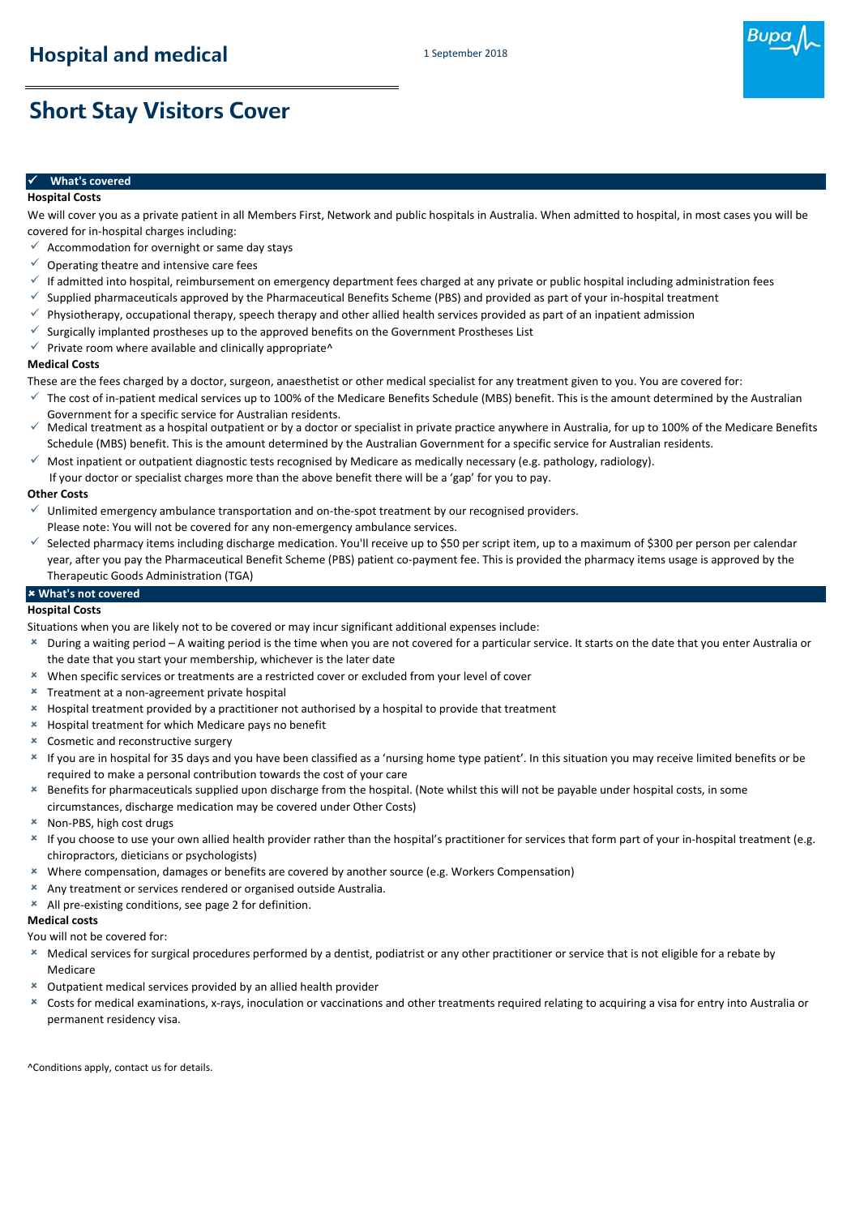# Hospital and medical

1 September 2018

## Short Stay Visitors Cover

### ✓ What's covered

**Hospital Costs**

We will cover you as a private patient in all Members First, Network and public hospitals in Australia. When admitted to hospital, in most cases you will be covered for in-hospital charges including:

- ✓ Accommodation for overnight or same day stays
- ✓ Operating theatre and intensive care fees
- ✓ If admitted into hospital, reimbursement on emergency department fees charged at any private or public hospital including administration fees
- ✓ Supplied pharmaceuticals approved by the Pharmaceutical Benefits Scheme (PBS) and provided as part of your in-hospital treatment
- ✓ Physiotherapy, occupational therapy, speech therapy and other allied health services provided as part of an inpatient admission
- ✓ Surgically implanted prostheses up to the approved benefits on the Government Prostheses List
- ✓ Private room where available and clinically appropriate^

**Medical Costs**

These are the fees charged by a doctor, surgeon, anaesthetist or other medical specialist for any treatment given to you. You are covered for:

- ✓ The cost of in-patient medical services up to 100% of the Medicare Benefits Schedule (MBS) benefit. This is the amount determined by the Australian Government for a specific service for Australian residents.
- ✓ Medical treatment as a hospital outpatient or by a doctor or specialist in private practice anywhere in Australia, for up to 100% of the Medicare Benefits Schedule (MBS) benefit. This is the amount determined by the Australian Government for a specific service for Australian residents.
- ✓ Most inpatient or outpatient diagnostic tests recognised by Medicare as medically necessary (e.g. pathology, radiology).

If your doctor or specialist charges more than the above benefit there will be a 'gap' for you to pay.

**Other Costs**

- ✓ Unlimited emergency ambulance transportation and on-the-spot treatment by our recognised providers.
  Please note: You will not be covered for any non-emergency ambulance services.
- ✓ Selected pharmacy items including discharge medication. You'll receive up to $50 per script item, up to a maximum of $300 per person per calendar year, after you pay the Pharmaceutical Benefit Scheme (PBS) patient co-payment fee. This is provided the pharmacy items usage is approved by the Therapeutic Goods Administration (TGA)

### ✗ What's not covered

**Hospital Costs**

Situations when you are likely not to be covered or may incur significant additional expenses include:

- ✗ During a waiting period – A waiting period is the time when you are not covered for a particular service. It starts on the date that you enter Australia or the date that you start your membership, whichever is the later date
- ✗ When specific services or treatments are a restricted cover or excluded from your level of cover
- ✗ Treatment at a non-agreement private hospital
- ✗ Hospital treatment provided by a practitioner not authorised by a hospital to provide that treatment
- ✗ Hospital treatment for which Medicare pays no benefit
- ✗ Cosmetic and reconstructive surgery
- ✗ If you are in hospital for 35 days and you have been classified as a 'nursing home type patient'. In this situation you may receive limited benefits or be required to make a personal contribution towards the cost of your care
- ✗ Benefits for pharmaceuticals supplied upon discharge from the hospital. (Note whilst this will not be payable under hospital costs, in some circumstances, discharge medication may be covered under Other Costs)
- ✗ Non-PBS, high cost drugs
- ✗ If you choose to use your own allied health provider rather than the hospital's practitioner for services that form part of your in-hospital treatment (e.g. chiropractors, dieticians or psychologists)
- ✗ Where compensation, damages or benefits are covered by another source (e.g. Workers Compensation)
- ✗ Any treatment or services rendered or organised outside Australia.
- ✗ All pre-existing conditions, see page 2 for definition.

**Medical costs**

You will not be covered for:

- ✗ Medical services for surgical procedures performed by a dentist, podiatrist or any other practitioner or service that is not eligible for a rebate by Medicare
- ✗ Outpatient medical services provided by an allied health provider
- ✗ Costs for medical examinations, x-rays, inoculation or vaccinations and other treatments required relating to acquiring a visa for entry into Australia or permanent residency visa.

^Conditions apply, contact us for details.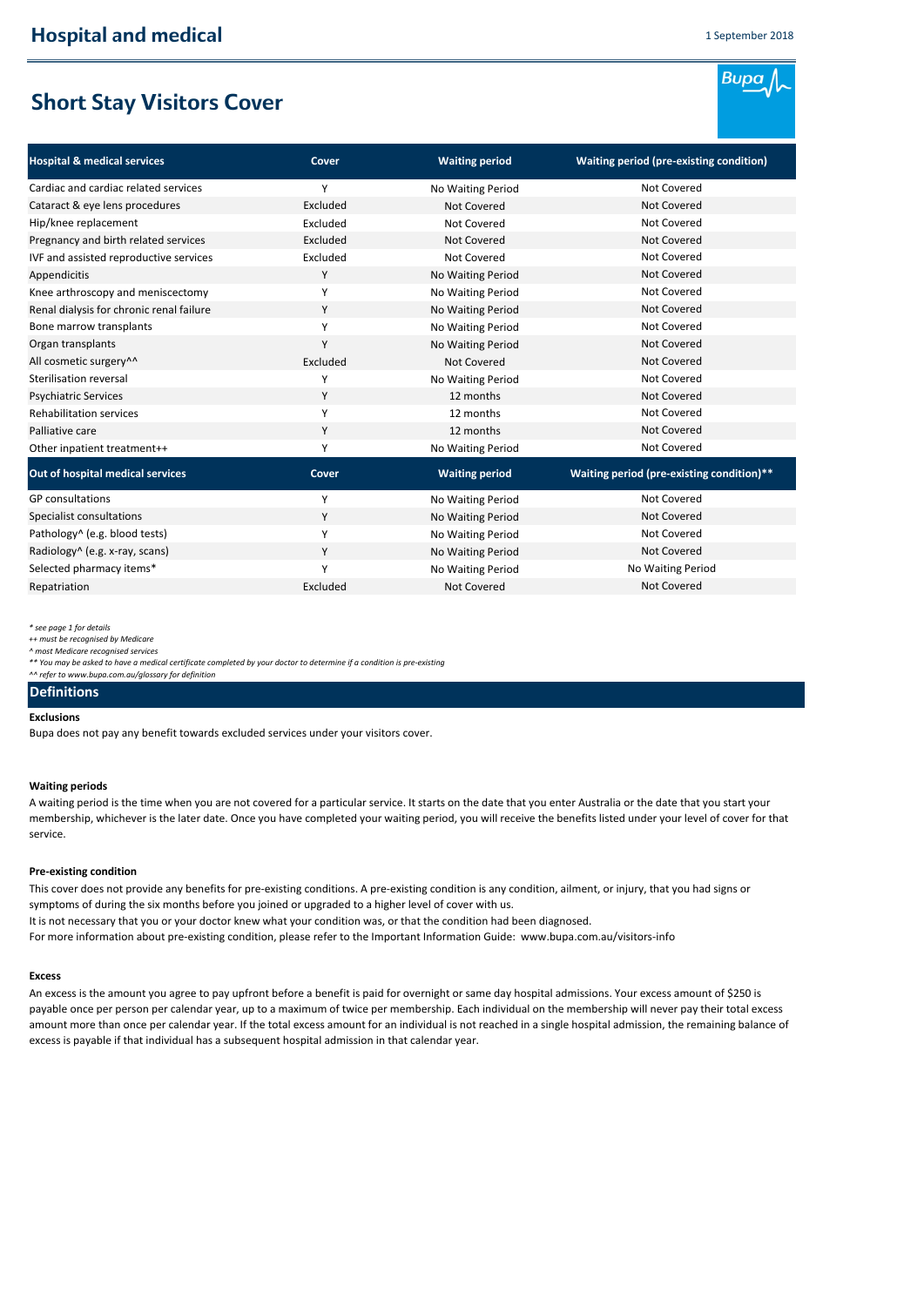# Hospital and medical

1 September 2018

## Short Stay Visitors Cover

| Hospital & medical services | Cover | Waiting period | Waiting period (pre-existing condition) |
|---|---|---|---|
| Cardiac and cardiac related services | Y | No Waiting Period | Not Covered |
| Cataract & eye lens procedures | Excluded | Not Covered | Not Covered |
| Hip/knee replacement | Excluded | Not Covered | Not Covered |
| Pregnancy and birth related services | Excluded | Not Covered | Not Covered |
| IVF and assisted reproductive services | Excluded | Not Covered | Not Covered |
| Appendicitis | Y | No Waiting Period | Not Covered |
| Knee arthroscopy and meniscectomy | Y | No Waiting Period | Not Covered |
| Renal dialysis for chronic renal failure | Y | No Waiting Period | Not Covered |
| Bone marrow transplants | Y | No Waiting Period | Not Covered |
| Organ transplants | Y | No Waiting Period | Not Covered |
| All cosmetic surgery^^ | Excluded | Not Covered | Not Covered |
| Sterilisation reversal | Y | No Waiting Period | Not Covered |
| Psychiatric Services | Y | 12 months | Not Covered |
| Rehabilitation services | Y | 12 months | Not Covered |
| Palliative care | Y | 12 months | Not Covered |
| Other inpatient treatment++ | Y | No Waiting Period | Not Covered |
| **Out of hospital medical services** | **Cover** | **Waiting period** | **Waiting period (pre-existing condition)\*\*** |
| GP consultations | Y | No Waiting Period | Not Covered |
| Specialist consultations | Y | No Waiting Period | Not Covered |
| Pathology^ (e.g. blood tests) | Y | No Waiting Period | Not Covered |
| Radiology^ (e.g. x-ray, scans) | Y | No Waiting Period | Not Covered |
| Selected pharmacy items* | Y | No Waiting Period | No Waiting Period |
| Repatriation | Excluded | Not Covered | Not Covered |

*\* see page 1 for details*

*++ must be recognised by Medicare*

*^ most Medicare recognised services*

*\*\* You may be asked to have a medical certificate completed by your doctor to determine if a condition is pre-existing*

*^^ refer to www.bupa.com.au/glossary for definition*

## Definitions

**Exclusions**

Bupa does not pay any benefit towards excluded services under your visitors cover.

**Waiting periods**

A waiting period is the time when you are not covered for a particular service. It starts on the date that you enter Australia or the date that you start your membership, whichever is the later date. Once you have completed your waiting period, you will receive the benefits listed under your level of cover for that service.

**Pre-existing condition**

This cover does not provide any benefits for pre-existing conditions. A pre-existing condition is any condition, ailment, or injury, that you had signs or symptoms of during the six months before you joined or upgraded to a higher level of cover with us.

It is not necessary that you or your doctor knew what your condition was, or that the condition had been diagnosed.

For more information about pre-existing condition, please refer to the Important Information Guide: www.bupa.com.au/visitors-info

**Excess**

An excess is the amount you agree to pay upfront before a benefit is paid for overnight or same day hospital admissions. Your excess amount of $250 is payable once per person per calendar year, up to a maximum of twice per membership. Each individual on the membership will never pay their total excess amount more than once per calendar year. If the total excess amount for an individual is not reached in a single hospital admission, the remaining balance of excess is payable if that individual has a subsequent hospital admission in that calendar year.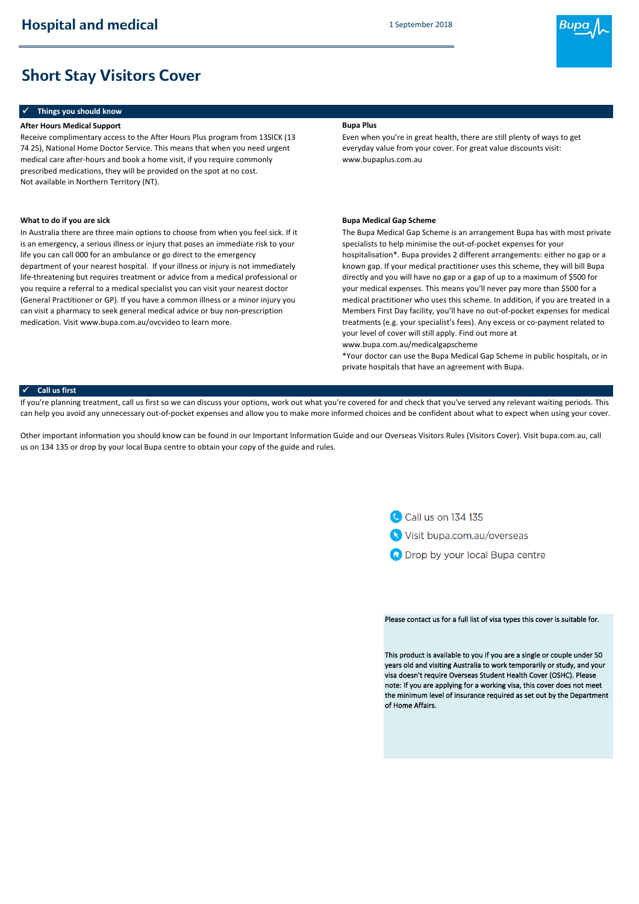# Hospital and medical

1 September 2018

## Short Stay Visitors Cover

### ✓ Things you should know

**After Hours Medical Support**

Receive complimentary access to the After Hours Plus program from 13SICK (13 74 25), National Home Doctor Service. This means that when you need urgent medical care after-hours and book a home visit, if you require commonly prescribed medications, they will be provided on the spot at no cost.
Not available in Northern Territory (NT).

**What to do if you are sick**

In Australia there are three main options to choose from when you feel sick. If it is an emergency, a serious illness or injury that poses an immediate risk to your life you can call 000 for an ambulance or go direct to the emergency department of your nearest hospital. If your illness or injury is not immediately life-threatening but requires treatment or advice from a medical professional or you require a referral to a medical specialist you can visit your nearest doctor (General Practitioner or GP). If you have a common illness or a minor injury you can visit a pharmacy to seek general medical advice or buy non-prescription medication. Visit www.bupa.com.au/ovcvideo to learn more.

**Bupa Plus**

Even when you're in great health, there are still plenty of ways to get everyday value from your cover. For great value discounts visit: www.bupaplus.com.au

**Bupa Medical Gap Scheme**

The Bupa Medical Gap Scheme is an arrangement Bupa has with most private specialists to help minimise the out-of-pocket expenses for your hospitalisation*. Bupa provides 2 different arrangements: either no gap or a known gap. If your medical practitioner uses this scheme, they will bill Bupa directly and you will have no gap or a gap of up to a maximum of $500 for your medical expenses. This means you'll never pay more than $500 for a medical practitioner who uses this scheme. In addition, if you are treated in a Members First Day facility, you'll have no out-of-pocket expenses for medical treatments (e.g. your specialist's fees). Any excess or co-payment related to your level of cover will still apply. Find out more at www.bupa.com.au/medicalgapscheme

*Your doctor can use the Bupa Medical Gap Scheme in public hospitals, or in private hospitals that have an agreement with Bupa.

### ✓ Call us first

If you're planning treatment, call us first so we can discuss your options, work out what you're covered for and check that you've served any relevant waiting periods. This can help you avoid any unnecessary out-of-pocket expenses and allow you to make more informed choices and be confident about what to expect when using your cover.

Other important information you should know can be found in our Important Information Guide and our Overseas Visitors Rules (Visitors Cover). Visit bupa.com.au, call us on 134 135 or drop by your local Bupa centre to obtain your copy of the guide and rules.

- Call us on 134 135
- Visit bupa.com.au/overseas
- Drop by your local Bupa centre

Please contact us for a full list of visa types this cover is suitable for.

This product is available to you if you are a single or couple under 50 years old and visiting Australia to work temporarily or study, and your visa doesn't require Overseas Student Health Cover (OSHC). Please note: If you are applying for a working visa, this cover does not meet the minimum level of insurance required as set out by the Department of Home Affairs.